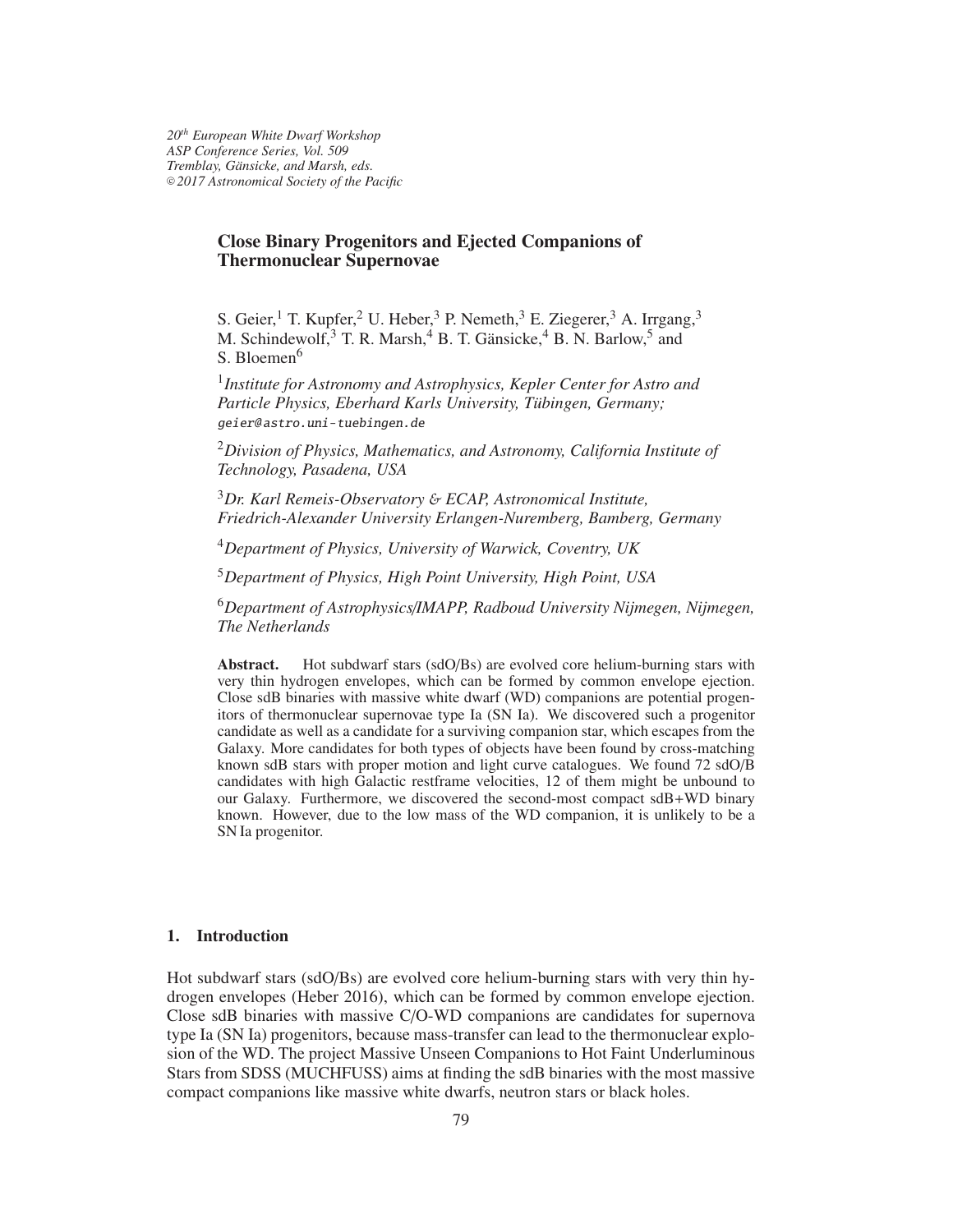# Close Binary Progenitors and Ejected Companions of Thermonuclear Supernovae

S. Geier,[1] T. Kupfer,[2] U. Heber,[3] P. Nemeth,[3] E. Ziegerer,[3] A. Irrgang,[3] M. Schindewolf,[3] T. R. Marsh,[4] B. T. Gänsicke,[4] B. N. Barlow,[5] and S. Bloemen[6]

[1] *Institute for Astronomy and Astrophysics, Kepler Center for Astro and Particle Physics, Eberhard Karls University, Tübingen, Germany;* geier@astro.uni-tuebingen.de

[2] *Division of Physics, Mathematics, and Astronomy, California Institute of Technology, Pasadena, USA*

[3] *Dr. Karl Remeis-Observatory & ECAP, Astronomical Institute, Friedrich-Alexander University Erlangen-Nuremberg, Bamberg, Germany*

[4] *Department of Physics, University of Warwick, Coventry, UK*

[5] *Department of Physics, High Point University, High Point, USA*

[6] *Department of Astrophysics/IMAPP, Radboud University Nijmegen, Nijmegen, The Netherlands*

**Abstract.** Hot subdwarf stars (sdO/Bs) are evolved core helium-burning stars with very thin hydrogen envelopes, which can be formed by common envelope ejection. Close sdB binaries with massive white dwarf (WD) companions are potential progenitors of thermonuclear supernovae type Ia (SN Ia). We discovered such a progenitor candidate as well as a candidate for a surviving companion star, which escapes from the Galaxy. More candidates for both types of objects have been found by cross-matching known sdB stars with proper motion and light curve catalogues. We found 72 sdO/B candidates with high Galactic restframe velocities, 12 of them might be unbound to our Galaxy. Furthermore, we discovered the second-most compact sdB+WD binary known. However, due to the low mass of the WD companion, it is unlikely to be a SN Ia progenitor.

## 1. Introduction

Hot subdwarf stars (sdO/Bs) are evolved core helium-burning stars with very thin hydrogen envelopes (Heber 2016), which can be formed by common envelope ejection. Close sdB binaries with massive C/O-WD companions are candidates for supernova type Ia (SN Ia) progenitors, because mass-transfer can lead to the thermonuclear explosion of the WD. The project Massive Unseen Companions to Hot Faint Underluminous Stars from SDSS (MUCHFUSS) aims at finding the sdB binaries with the most massive compact companions like massive white dwarfs, neutron stars or black holes.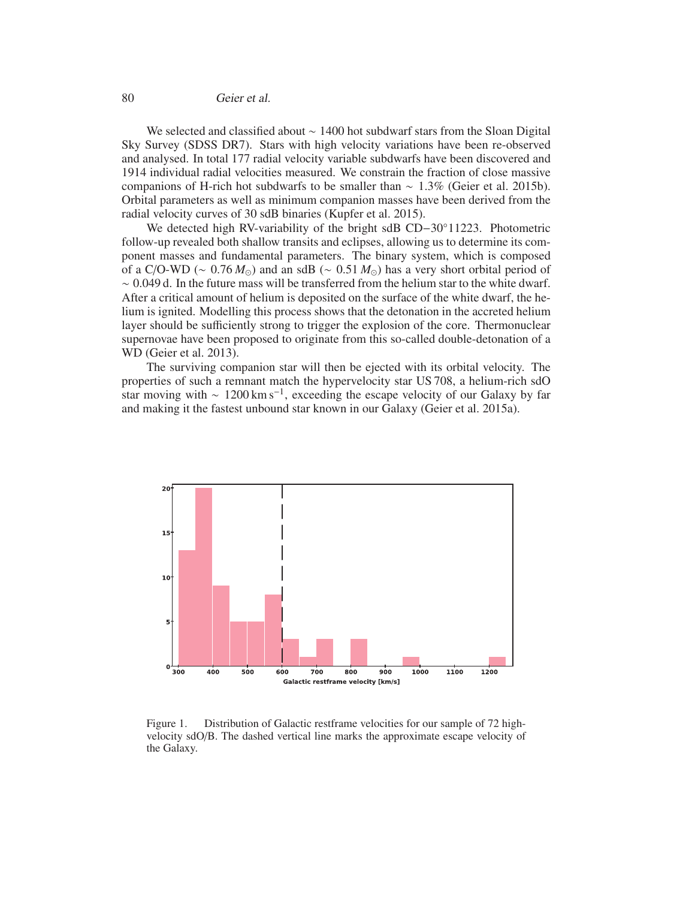We selected and classified about ~ 1400 hot subdwarf stars from the Sloan Digital Sky Survey (SDSS DR7). Stars with high velocity variations have been re-observed and analysed. In total 177 radial velocity variable subdwarfs have been discovered and 1914 individual radial velocities measured. We constrain the fraction of close massive companions of H-rich hot subdwarfs to be smaller than ~ 1.3% (Geier et al. 2015b). Orbital parameters as well as minimum companion masses have been derived from the radial velocity curves of 30 sdB binaries (Kupfer et al. 2015).

We detected high RV-variability of the bright sdB CD−30°11223. Photometric follow-up revealed both shallow transits and eclipses, allowing us to determine its component masses and fundamental parameters. The binary system, which is composed of a C/O-WD (~ 0.76 $M_{\odot}$) and an sdB (~ 0.51 $M_{\odot}$) has a very short orbital period of ~ 0.049 d. In the future mass will be transferred from the helium star to the white dwarf. After a critical amount of helium is deposited on the surface of the white dwarf, the helium is ignited. Modelling this process shows that the detonation in the accreted helium layer should be sufficiently strong to trigger the explosion of the core. Thermonuclear supernovae have been proposed to originate from this so-called double-detonation of a WD (Geier et al. 2013).

The surviving companion star will then be ejected with its orbital velocity. The properties of such a remnant match the hypervelocity star US 708, a helium-rich sdO star moving with ~ 1200 km s$^{-1}$, exceeding the escape velocity of our Galaxy by far and making it the fastest unbound star known in our Galaxy (Geier et al. 2015a).

Figure 1. Distribution of Galactic restframe velocities for our sample of 72 high-velocity sdO/B. The dashed vertical line marks the approximate escape velocity of the Galaxy.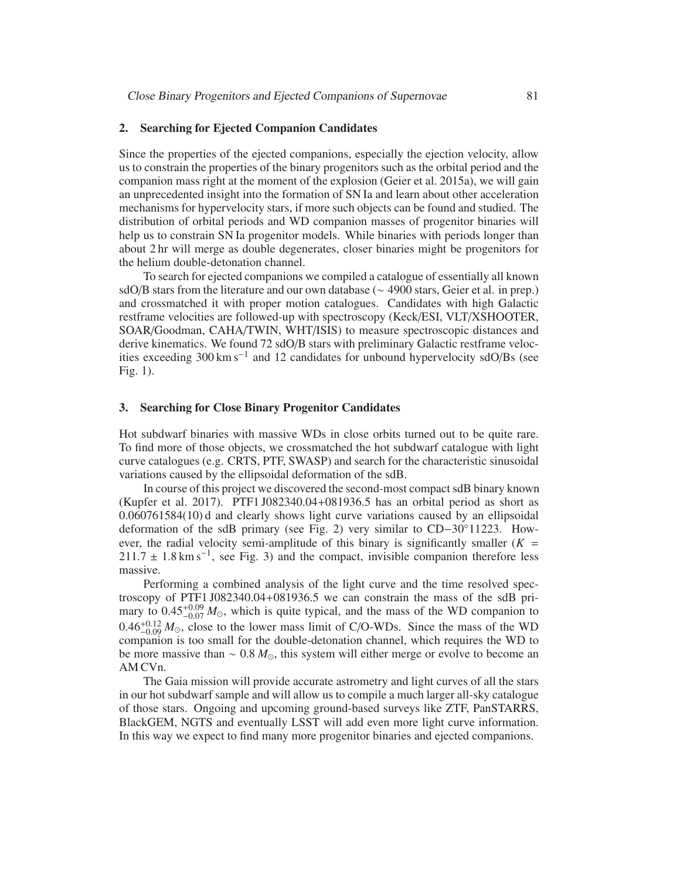## 2. Searching for Ejected Companion Candidates

Since the properties of the ejected companions, especially the ejection velocity, allow us to constrain the properties of the binary progenitors such as the orbital period and the companion mass right at the moment of the explosion (Geier et al. 2015a), we will gain an unprecedented insight into the formation of SN Ia and learn about other acceleration mechanisms for hypervelocity stars, if more such objects can be found and studied. The distribution of orbital periods and WD companion masses of progenitor binaries will help us to constrain SN Ia progenitor models. While binaries with periods longer than about 2 hr will merge as double degenerates, closer binaries might be progenitors for the helium double-detonation channel.

To search for ejected companions we compiled a catalogue of essentially all known sdO/B stars from the literature and our own database ($\sim 4900$ stars, Geier et al. in prep.) and crossmatched it with proper motion catalogues. Candidates with high Galactic restframe velocities are followed-up with spectroscopy (Keck/ESI, VLT/XSHOOTER, SOAR/Goodman, CAHA/TWIN, WHT/ISIS) to measure spectroscopic distances and derive kinematics. We found 72 sdO/B stars with preliminary Galactic restframe velocities exceeding $300\,\mathrm{km\,s^{-1}}$ and 12 candidates for unbound hypervelocity sdO/Bs (see Fig. 1).

## 3. Searching for Close Binary Progenitor Candidates

Hot subdwarf binaries with massive WDs in close orbits turned out to be quite rare. To find more of those objects, we crossmatched the hot subdwarf catalogue with light curve catalogues (e.g. CRTS, PTF, SWASP) and search for the characteristic sinusoidal variations caused by the ellipsoidal deformation of the sdB.

In course of this project we discovered the second-most compact sdB binary known (Kupfer et al. 2017). PTF1 J082340.04+081936.5 has an orbital period as short as 0.060761584(10) d and clearly shows light curve variations caused by an ellipsoidal deformation of the sdB primary (see Fig. 2) very similar to CD$-30^{\circ}11223$. However, the radial velocity semi-amplitude of this binary is significantly smaller ($K = 211.7 \pm 1.8\,\mathrm{km\,s^{-1}}$, see Fig. 3) and the compact, invisible companion therefore less massive.

Performing a combined analysis of the light curve and the time resolved spectroscopy of PTF1 J082340.04+081936.5 we can constrain the mass of the sdB primary to $0.45^{+0.09}_{-0.07}\,M_{\odot}$, which is quite typical, and the mass of the WD companion to $0.46^{+0.12}_{-0.09}\,M_{\odot}$, close to the lower mass limit of C/O-WDs. Since the mass of the WD companion is too small for the double-detonation channel, which requires the WD to be more massive than $\sim 0.8\,M_{\odot}$, this system will either merge or evolve to become an AM CVn.

The Gaia mission will provide accurate astrometry and light curves of all the stars in our hot subdwarf sample and will allow us to compile a much larger all-sky catalogue of those stars. Ongoing and upcoming ground-based surveys like ZTF, PanSTARRS, BlackGEM, NGTS and eventually LSST will add even more light curve information. In this way we expect to find many more progenitor binaries and ejected companions.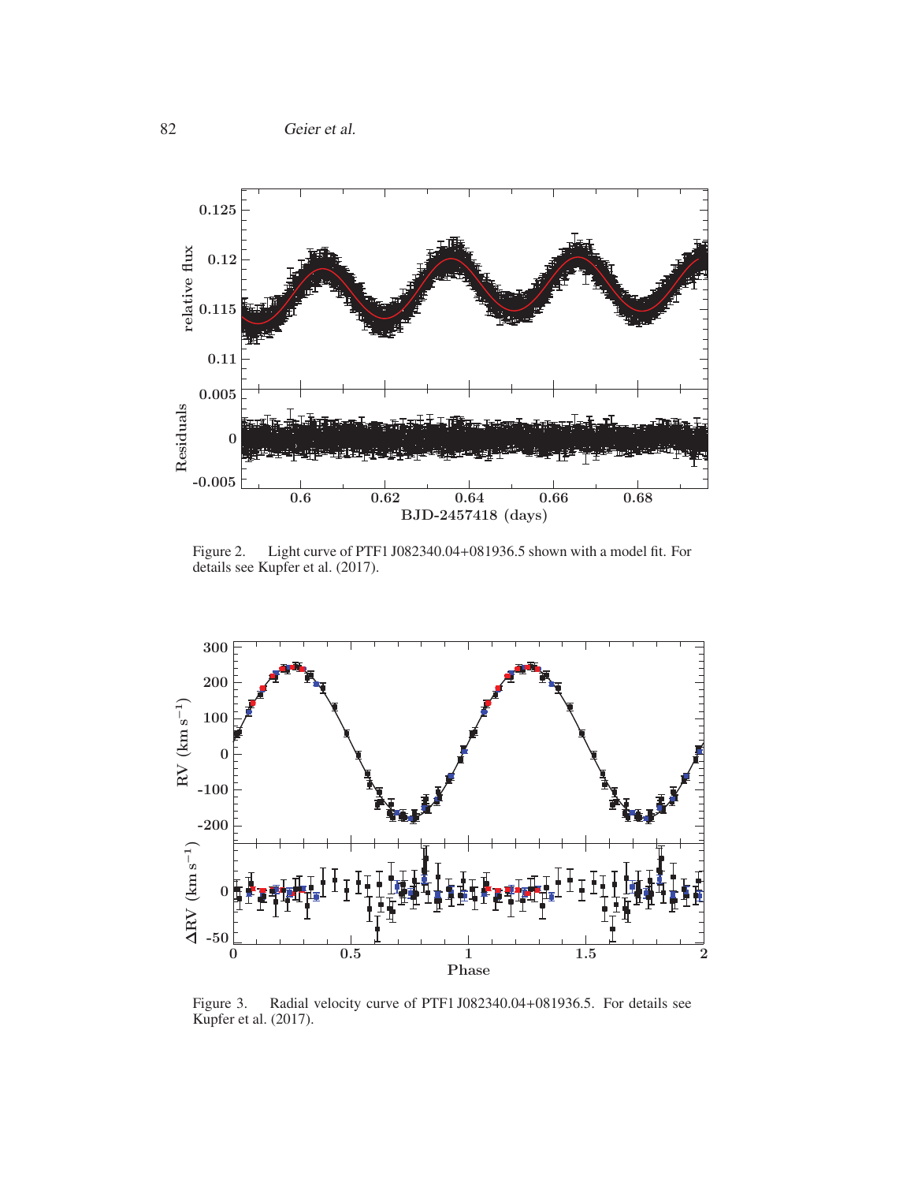Figure 2. Light curve of PTF1 J082340.04+081936.5 shown with a model fit. For details see Kupfer et al. (2017).

Figure 3. Radial velocity curve of PTF1 J082340.04+081936.5. For details see Kupfer et al. (2017).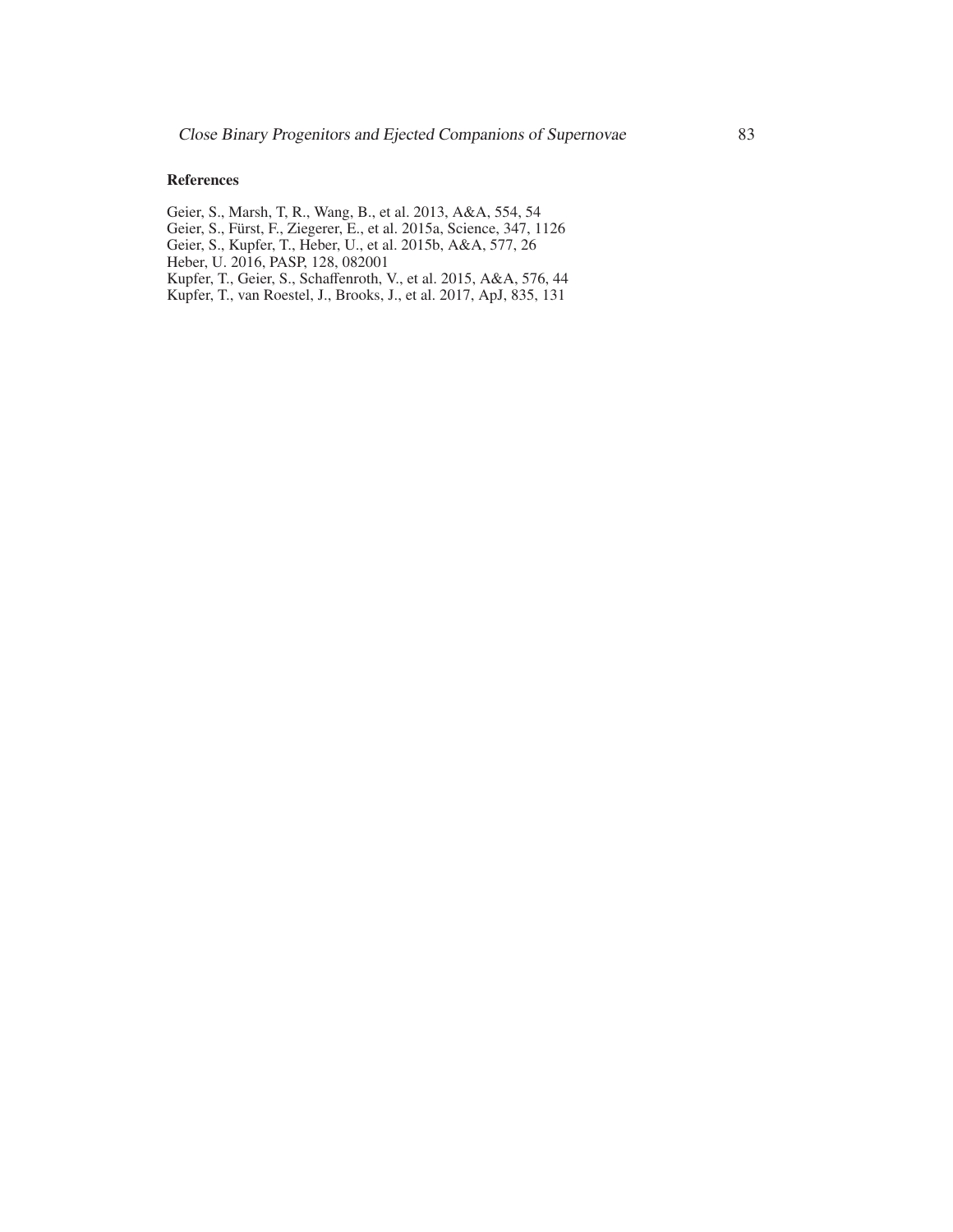## References

Geier, S., Marsh, T, R., Wang, B., et al. 2013, A&A, 554, 54
Geier, S., Fürst, F., Ziegerer, E., et al. 2015a, Science, 347, 1126
Geier, S., Kupfer, T., Heber, U., et al. 2015b, A&A, 577, 26
Heber, U. 2016, PASP, 128, 082001
Kupfer, T., Geier, S., Schaffenroth, V., et al. 2015, A&A, 576, 44
Kupfer, T., van Roestel, J., Brooks, J., et al. 2017, ApJ, 835, 131